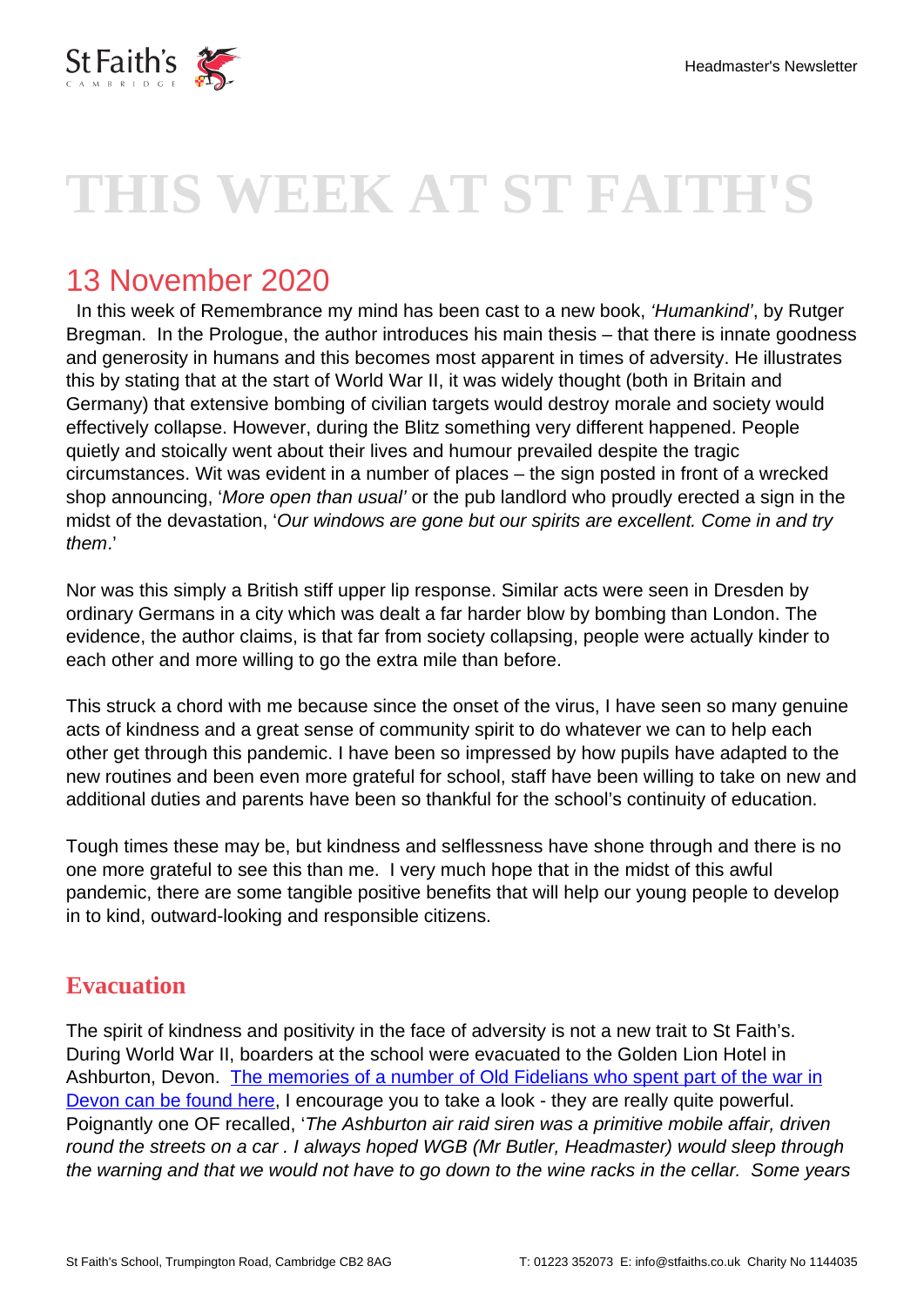# THIS WEEK AT ST FAITH'S

## 13 November 2020

In this week of Remembrance my mind has been cast to a new book, *'Humankind'*, by Rutger Bregman. In the Prologue, the author introduces his main thesis – that there is innate goodness and generosity in humans and this becomes most apparent in times of adversity. He illustrates this by stating that at the start of World War II, it was widely thought (both in Britain and Germany) that extensive bombing of civilian targets would destroy morale and society would effectively collapse. However, during the Blitz something very different happened. People quietly and stoically went about their lives and humour prevailed despite the tragic circumstances. Wit was evident in a number of places – the sign posted in front of a wrecked shop announcing, '*More open than usual'* or the pub landlord who proudly erected a sign in the midst of the devastation, '*Our windows are gone but our spirits are excellent. Come in and try them*.'

Nor was this simply a British stiff upper lip response. Similar acts were seen in Dresden by ordinary Germans in a city which was dealt a far harder blow by bombing than London. The evidence, the author claims, is that far from society collapsing, people were actually kinder to each other and more willing to go the extra mile than before.

This struck a chord with me because since the onset of the virus, I have seen so many genuine acts of kindness and a great sense of community spirit to do whatever we can to help each other get through this pandemic. I have been so impressed by how pupils have adapted to the new routines and been even more grateful for school, staff have been willing to take on new and additional duties and parents have been so thankful for the school's continuity of education.

Tough times these may be, but kindness and selflessness have shone through and there is no one more grateful to see this than me. I very much hope that in the midst of this awful pandemic, there are some tangible positive benefits that will help our young people to develop in to kind, outward-looking and responsible citizens.

### Evacuation

The spirit of kindness and positivity in the face of adversity is not a new trait to St Faith's. During World War II, boarders at the school were evacuated to the Golden Lion Hotel in Ashburton, Devon. [The memories of a number of Old Fidelians who spent part of the war in Devon can be found here](), I encourage you to take a look - they are really quite powerful. Poignantly one OF recalled, '*The Ashburton air raid siren was a primitive mobile affair, driven round the streets on a car . I always hoped WGB (Mr Butler, Headmaster) would sleep through the warning and that we would not have to go down to the wine racks in the cellar. Some years*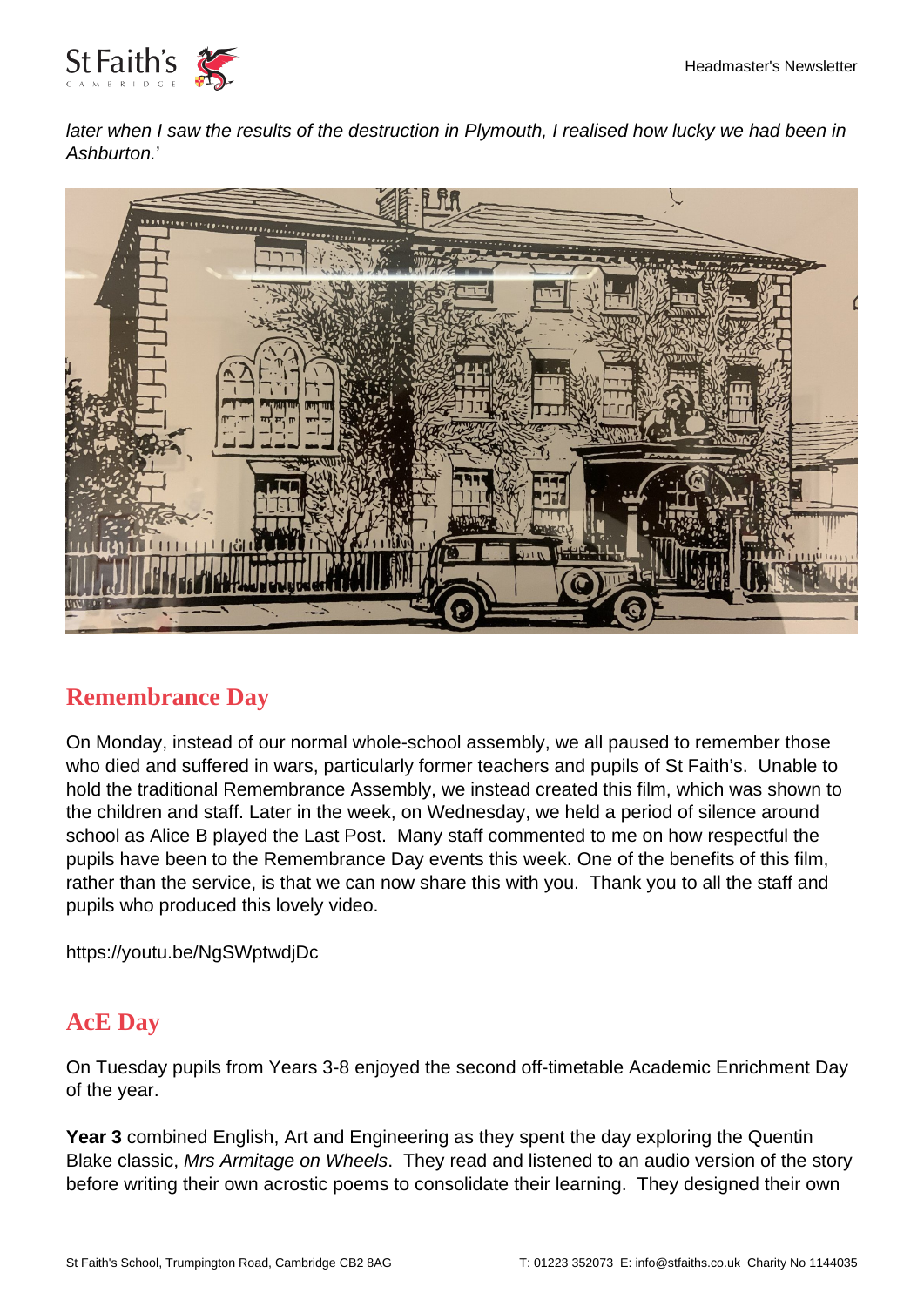*later when I saw the results of the destruction in Plymouth, I realised how lucky we had been in Ashburton.*'

## Remembrance Day

On Monday, instead of our normal whole-school assembly, we all paused to remember those who died and suffered in wars, particularly former teachers and pupils of St Faith's. Unable to hold the traditional Remembrance Assembly, we instead created this film, which was shown to the children and staff. Later in the week, on Wednesday, we held a period of silence around school as Alice B played the Last Post. Many staff commented to me on how respectful the pupils have been to the Remembrance Day events this week. One of the benefits of this film, rather than the service, is that we can now share this with you. Thank you to all the staff and pupils who produced this lovely video.

https://youtu.be/NgSWptwdjDc

## AcE Day

On Tuesday pupils from Years 3-8 enjoyed the second off-timetable Academic Enrichment Day of the year.

**Year 3** combined English, Art and Engineering as they spent the day exploring the Quentin Blake classic, *Mrs Armitage on Wheels*. They read and listened to an audio version of the story before writing their own acrostic poems to consolidate their learning. They designed their own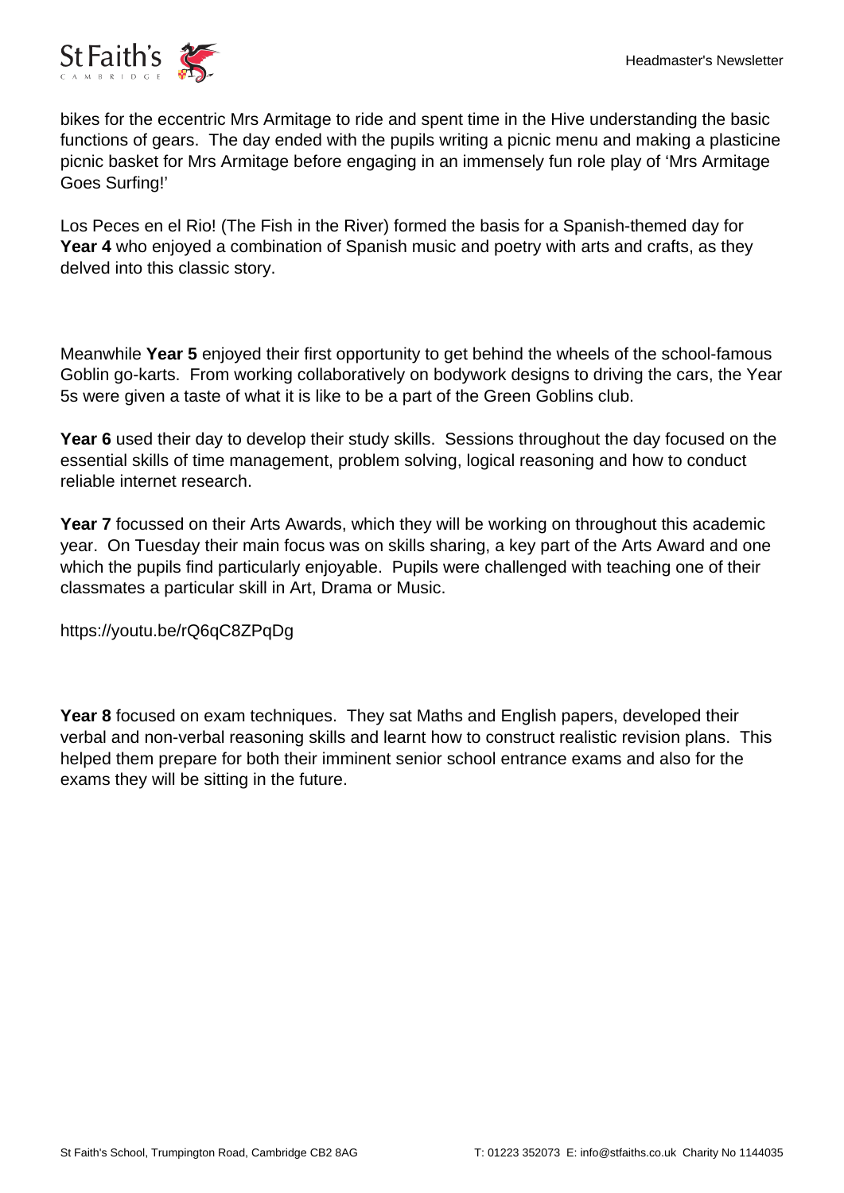bikes for the eccentric Mrs Armitage to ride and spent time in the Hive understanding the basic functions of gears. The day ended with the pupils writing a picnic menu and making a plasticine picnic basket for Mrs Armitage before engaging in an immensely fun role play of 'Mrs Armitage Goes Surfing!'

Los Peces en el Rio! (The Fish in the River) formed the basis for a Spanish-themed day for **Year 4** who enjoyed a combination of Spanish music and poetry with arts and crafts, as they delved into this classic story.

Meanwhile **Year 5** enjoyed their first opportunity to get behind the wheels of the school-famous Goblin go-karts. From working collaboratively on bodywork designs to driving the cars, the Year 5s were given a taste of what it is like to be a part of the Green Goblins club.

**Year 6** used their day to develop their study skills. Sessions throughout the day focused on the essential skills of time management, problem solving, logical reasoning and how to conduct reliable internet research.

**Year 7** focussed on their Arts Awards, which they will be working on throughout this academic year. On Tuesday their main focus was on skills sharing, a key part of the Arts Award and one which the pupils find particularly enjoyable. Pupils were challenged with teaching one of their classmates a particular skill in Art, Drama or Music.

https://youtu.be/rQ6qC8ZPqDg

**Year 8** focused on exam techniques. They sat Maths and English papers, developed their verbal and non-verbal reasoning skills and learnt how to construct realistic revision plans. This helped them prepare for both their imminent senior school entrance exams and also for the exams they will be sitting in the future.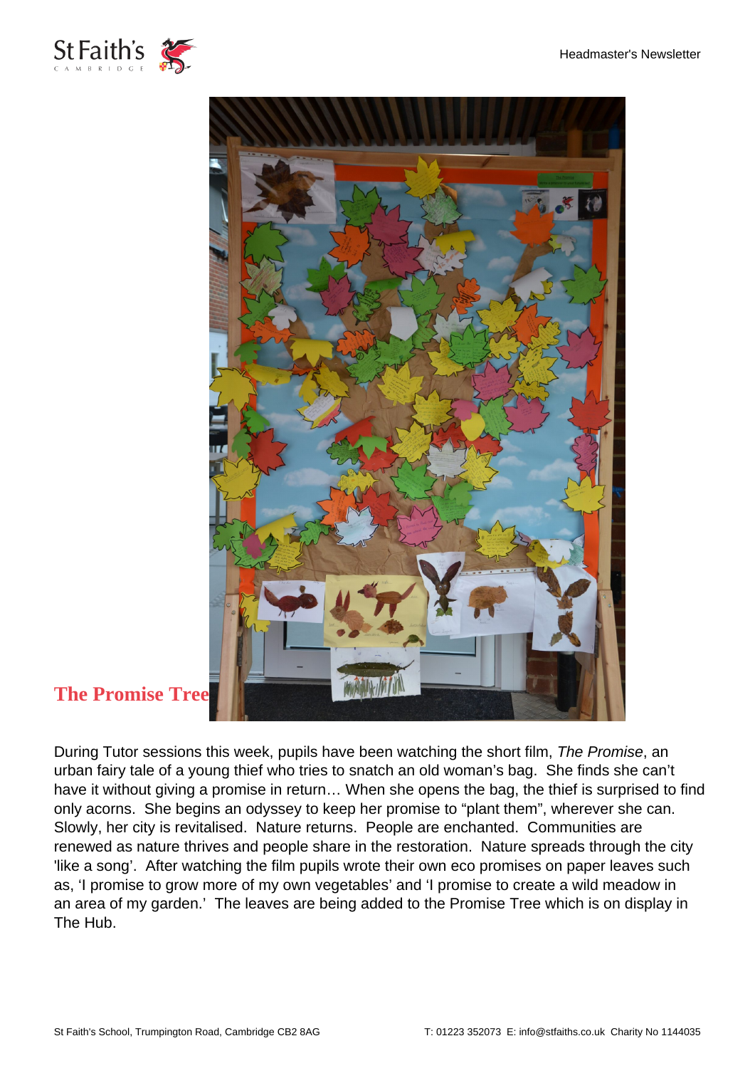## The Promise Tree

During Tutor sessions this week, pupils have been watching the short film, *The Promise*, an urban fairy tale of a young thief who tries to snatch an old woman's bag. She finds she can't have it without giving a promise in return… When she opens the bag, the thief is surprised to find only acorns. She begins an odyssey to keep her promise to "plant them", wherever she can. Slowly, her city is revitalised. Nature returns. People are enchanted. Communities are renewed as nature thrives and people share in the restoration. Nature spreads through the city 'like a song'. After watching the film pupils wrote their own eco promises on paper leaves such as, 'I promise to grow more of my own vegetables' and 'I promise to create a wild meadow in an area of my garden.' The leaves are being added to the Promise Tree which is on display in The Hub.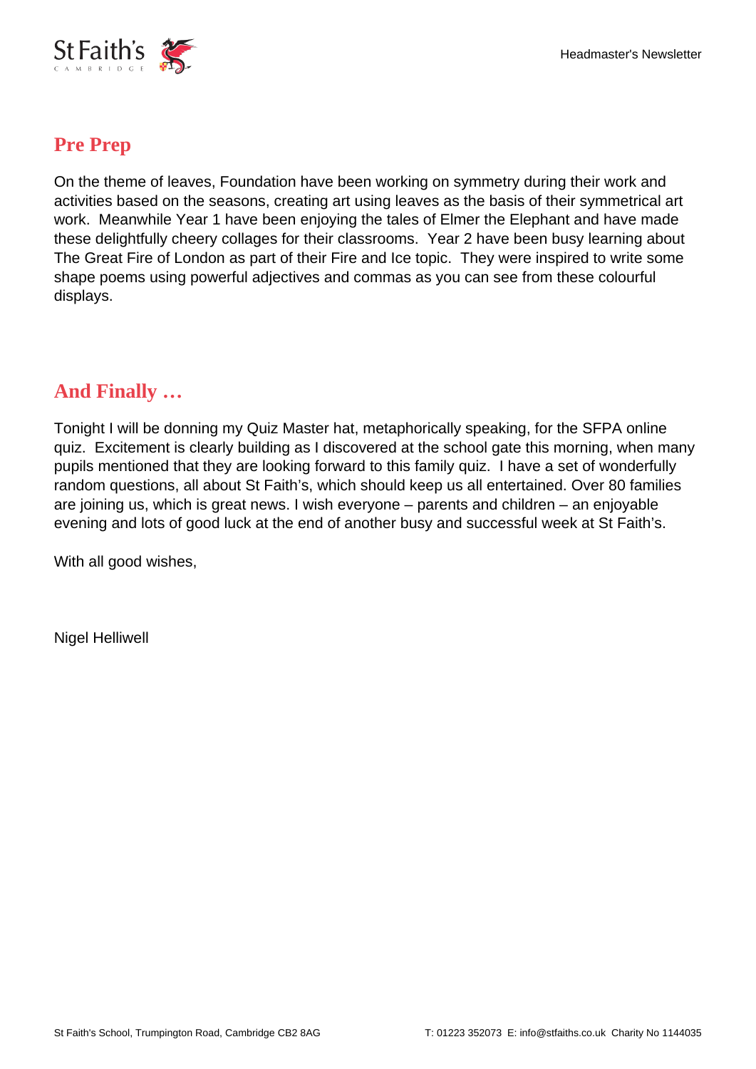## Pre Prep

On the theme of leaves, Foundation have been working on symmetry during their work and activities based on the seasons, creating art using leaves as the basis of their symmetrical art work. Meanwhile Year 1 have been enjoying the tales of Elmer the Elephant and have made these delightfully cheery collages for their classrooms. Year 2 have been busy learning about The Great Fire of London as part of their Fire and Ice topic. They were inspired to write some shape poems using powerful adjectives and commas as you can see from these colourful displays.

## And Finally …

Tonight I will be donning my Quiz Master hat, metaphorically speaking, for the SFPA online quiz. Excitement is clearly building as I discovered at the school gate this morning, when many pupils mentioned that they are looking forward to this family quiz. I have a set of wonderfully random questions, all about St Faith's, which should keep us all entertained. Over 80 families are joining us, which is great news. I wish everyone – parents and children – an enjoyable evening and lots of good luck at the end of another busy and successful week at St Faith's.

With all good wishes,

Nigel Helliwell